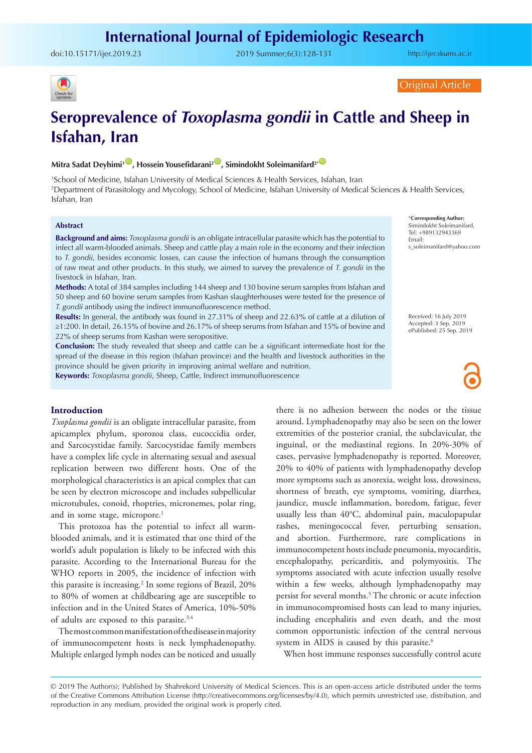Original Article

# Seroprevalence of *Toxoplasma gondii* in Cattle and Sheep in Isfahan, Iran

**Mitra Sadat Deyhimi[1], Hossein Yousefidarani[2], Simindokht Soleimanifard[2*]**

[1]School of Medicine, Isfahan University of Medical Sciences & Health Services, Isfahan, Iran
[2]Department of Parasitology and Mycology, School of Medicine, Isfahan University of Medical Sciences & Health Services, Isfahan, Iran

*Corresponding Author: Simindokht Soleimanifard, Tel: +989132943369 Email: s_soleimanifard@yahoo.com

Received: 16 July 2019
Accepted: 3 Sep. 2019
ePublished: 25 Sep. 2019

## Abstract

**Background and aims:** *Toxoplasma gondii* is an obligate intracellular parasite which has the potential to infect all warm-blooded animals. Sheep and cattle play a main role in the economy and their infection to *T. gondii*, besides economic losses, can cause the infection of humans through the consumption of raw meat and other products. In this study, we aimed to survey the prevalence of *T. gondii* in the livestock in Isfahan, Iran.

**Methods:** A total of 384 samples including 144 sheep and 130 bovine serum samples from Isfahan and 50 sheep and 60 bovine serum samples from Kashan slaughterhouses were tested for the presence of *T. gondii* antibody using the indirect immunofluorescence method.

**Results:** In general, the antibody was found in 27.31% of sheep and 22.63% of cattle at a dilution of ≥1:200. In detail, 26.15% of bovine and 26.17% of sheep serums from Isfahan and 15% of bovine and 22% of sheep serums from Kashan were seropositive.

**Conclusion:** The study revealed that sheep and cattle can be a significant intermediate host for the spread of the disease in this region (Isfahan province) and the health and livestock authorities in the province should be given priority in improving animal welfare and nutrition.

**Keywords:** *Toxoplasma gondii*, Sheep, Cattle, Indirect immunofluorescence

## Introduction

*Txoplasma gondii* is an obligate intracellular parasite, from apicamplex phylum, sporozoa class, eucoccidia order, and Sarcocystidae family. Sarcocystidae family members have a complex life cycle in alternating sexual and asexual replication between two different hosts. One of the morphological characteristics is an apical complex that can be seen by electron microscope and includes subpellicular microtubules, conoid, rhoptries, micronemes, polar ring, and in some stage, micropore.[1]

This protozoa has the potential to infect all warm-blooded animals, and it is estimated that one third of the world's adult population is likely to be infected with this parasite. According to the International Bureau for the WHO reports in 2005, the incidence of infection with this parasite is increasing.[2] In some regions of Brazil, 20% to 80% of women at childbearing age are susceptible to infection and in the United States of America, 10%-50% of adults are exposed to this parasite.[3,4]

The most common manifestation of the disease in majority of immunocompetent hosts is neck lymphadenopathy. Multiple enlarged lymph nodes can be noticed and usually there is no adhesion between the nodes or the tissue around. Lymphadenopathy may also be seen on the lower extremities of the posterior cranial, the subclavicular, the inguinal, or the mediastinal regions. In 20%-30% of cases, pervasive lymphadenopathy is reported. Moreover, 20% to 40% of patients with lymphadenopathy develop more symptoms such as anorexia, weight loss, drowsiness, shortness of breath, eye symptoms, vomiting, diarrhea, jaundice, muscle inflammation, boredom, fatigue, fever usually less than 40°C, abdominal pain, maculopapular rashes, meningococcal fever, perturbing sensation, and abortion. Furthermore, rare complications in immunocompetent hosts include pneumonia, myocarditis, encephalopathy, pericarditis, and polymyositis. The symptoms associated with acute infection usually resolve within a few weeks, although lymphadenopathy may persist for several months.[5] The chronic or acute infection in immunocompromised hosts can lead to many injuries, including encephalitis and even death, and the most common opportunistic infection of the central nervous system in AIDS is caused by this parasite.[6]

When host immune responses successfully control acute

© 2019 The Author(s); Published by Shahrekord University of Medical Sciences. This is an open-access article distributed under the terms of the Creative Commons Attribution License (http://creativecommons.org/licenses/by/4.0), which permits unrestricted use, distribution, and reproduction in any medium, provided the original work is properly cited.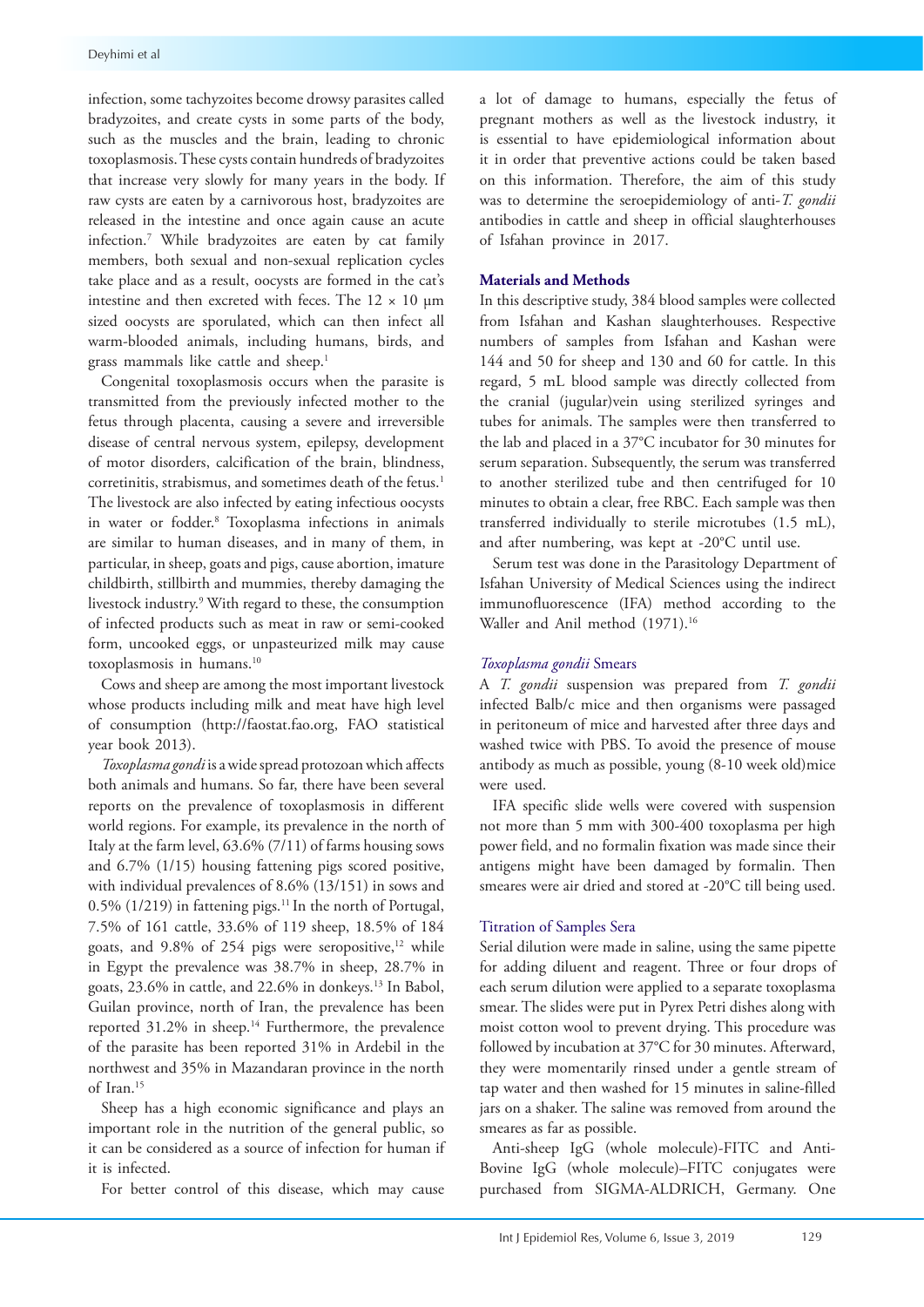infection, some tachyzoites become drowsy parasites called bradyzoites, and create cysts in some parts of the body, such as the muscles and the brain, leading to chronic toxoplasmosis. These cysts contain hundreds of bradyzoites that increase very slowly for many years in the body. If raw cysts are eaten by a carnivorous host, bradyzoites are released in the intestine and once again cause an acute infection.[7] While bradyzoites are eaten by cat family members, both sexual and non-sexual replication cycles take place and as a result, oocysts are formed in the cat's intestine and then excreted with feces. The 12 × 10 µm sized oocysts are sporulated, which can then infect all warm-blooded animals, including humans, birds, and grass mammals like cattle and sheep.[1]

Congenital toxoplasmosis occurs when the parasite is transmitted from the previously infected mother to the fetus through placenta, causing a severe and irreversible disease of central nervous system, epilepsy, development of motor disorders, calcification of the brain, blindness, corretinitis, strabismus, and sometimes death of the fetus.[1] The livestock are also infected by eating infectious oocysts in water or fodder.[8] Toxoplasma infections in animals are similar to human diseases, and in many of them, in particular, in sheep, goats and pigs, cause abortion, imature childbirth, stillbirth and mummies, thereby damaging the livestock industry.[9] With regard to these, the consumption of infected products such as meat in raw or semi-cooked form, uncooked eggs, or unpasteurized milk may cause toxoplasmosis in humans.[10]

Cows and sheep are among the most important livestock whose products including milk and meat have high level of consumption (http://faostat.fao.org, FAO statistical year book 2013).

*Toxoplasma gondi* is a wide spread protozoan which affects both animals and humans. So far, there have been several reports on the prevalence of toxoplasmosis in different world regions. For example, its prevalence in the north of Italy at the farm level, 63.6% (7/11) of farms housing sows and 6.7% (1/15) housing fattening pigs scored positive, with individual prevalences of 8.6% (13/151) in sows and 0.5% (1/219) in fattening pigs.[11] In the north of Portugal, 7.5% of 161 cattle, 33.6% of 119 sheep, 18.5% of 184 goats, and 9.8% of 254 pigs were seropositive,[12] while in Egypt the prevalence was 38.7% in sheep, 28.7% in goats, 23.6% in cattle, and 22.6% in donkeys.[13] In Babol, Guilan province, north of Iran, the prevalence has been reported 31.2% in sheep.[14] Furthermore, the prevalence of the parasite has been reported 31% in Ardebil in the northwest and 35% in Mazandaran province in the north of Iran.[15]

Sheep has a high economic significance and plays an important role in the nutrition of the general public, so it can be considered as a source of infection for human if it is infected.

For better control of this disease, which may cause a lot of damage to humans, especially the fetus of pregnant mothers as well as the livestock industry, it is essential to have epidemiological information about it in order that preventive actions could be taken based on this information. Therefore, the aim of this study was to determine the seroepidemiology of anti-*T. gondii* antibodies in cattle and sheep in official slaughterhouses of Isfahan province in 2017.

## Materials and Methods

In this descriptive study, 384 blood samples were collected from Isfahan and Kashan slaughterhouses. Respective numbers of samples from Isfahan and Kashan were 144 and 50 for sheep and 130 and 60 for cattle. In this regard, 5 mL blood sample was directly collected from the cranial (jugular)vein using sterilized syringes and tubes for animals. The samples were then transferred to the lab and placed in a 37°C incubator for 30 minutes for serum separation. Subsequently, the serum was transferred to another sterilized tube and then centrifuged for 10 minutes to obtain a clear, free RBC. Each sample was then transferred individually to sterile microtubes (1.5 mL), and after numbering, was kept at -20°C until use.

Serum test was done in the Parasitology Department of Isfahan University of Medical Sciences using the indirect immunofluorescence (IFA) method according to the Waller and Anil method (1971).[16]

### *Toxoplasma gondii* Smears

A *T. gondii* suspension was prepared from *T. gondii* infected Balb/c mice and then organisms were passaged in peritoneum of mice and harvested after three days and washed twice with PBS. To avoid the presence of mouse antibody as much as possible, young (8-10 week old)mice were used.

IFA specific slide wells were covered with suspension not more than 5 mm with 300-400 toxoplasma per high power field, and no formalin fixation was made since their antigens might have been damaged by formalin. Then smeares were air dried and stored at -20°C till being used.

### Titration of Samples Sera

Serial dilution were made in saline, using the same pipette for adding diluent and reagent. Three or four drops of each serum dilution were applied to a separate toxoplasma smear. The slides were put in Pyrex Petri dishes along with moist cotton wool to prevent drying. This procedure was followed by incubation at 37°C for 30 minutes. Afterward, they were momentarily rinsed under a gentle stream of tap water and then washed for 15 minutes in saline-filled jars on a shaker. The saline was removed from around the smeares as far as possible.

Anti-sheep IgG (whole molecule)-FITC and Anti-Bovine IgG (whole molecule)–FITC conjugates were purchased from SIGMA-ALDRICH, Germany. One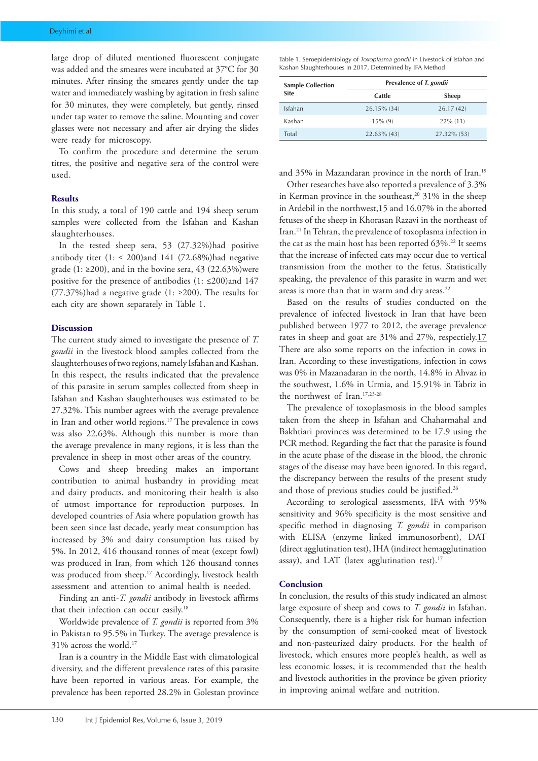large drop of diluted mentioned fluorescent conjugate was added and the smeares were incubated at 37°C for 30 minutes. After rinsing the smeares gently under the tap water and immediately washing by agitation in fresh saline for 30 minutes, they were completely, but gently, rinsed under tap water to remove the saline. Mounting and cover glasses were not necessary and after air drying the slides were ready for microscopy.

To confirm the procedure and determine the serum titres, the positive and negative sera of the control were used.

## Results

In this study, a total of 190 cattle and 194 sheep serum samples were collected from the Isfahan and Kashan slaughterhouses.

In the tested sheep sera, 53 (27.32%)had positive antibody titer (1: ≤ 200)and 141 (72.68%)had negative grade (1: ≥200), and in the bovine sera, 43 (22.63%)were positive for the presence of antibodies (1: ≤200)and 147 (77.37%)had a negative grade (1: ≥200). The results for each city are shown separately in Table 1.

Table 1. Seroepidemiology of *Toxoplasma gondii* in Livestock of Isfahan and Kashan Slaughterhouses in 2017, Determined by IFA Method

| Sample Collection Site | Prevalence of *T. gondii* | |
|---|---|---|
| | Cattle | Sheep |
| Isfahan | 26.15% (34) | 26.17 (42) |
| Kashan | 15% (9) | 22% (11) |
| Total | 22.63% (43) | 27.32% (53) |

## Discussion

The current study aimed to investigate the presence of *T. gondii* in the livestock blood samples collected from the slaughterhouses of two regions, namely Isfahan and Kashan. In this respect, the results indicated that the prevalence of this parasite in serum samples collected from sheep in Isfahan and Kashan slaughterhouses was estimated to be 27.32%. This number agrees with the average prevalence in Iran and other world regions.[17] The prevalence in cows was also 22.63%. Although this number is more than the average prevalence in many regions, it is less than the prevalence in sheep in most other areas of the country.

Cows and sheep breeding makes an important contribution to animal husbandry in providing meat and dairy products, and monitoring their health is also of utmost importance for reproduction purposes. In developed countries of Asia where population growth has been seen since last decade, yearly meat consumption has increased by 3% and dairy consumption has raised by 5%. In 2012, 416 thousand tonnes of meat (except fowl) was produced in Iran, from which 126 thousand tonnes was produced from sheep.[17] Accordingly, livestock health assessment and attention to animal health is needed.

Finding an anti-*T. gondii* antibody in livestock affirms that their infection can occur easily.[18]

Worldwide prevalence of *T. gondii* is reported from 3% in Pakistan to 95.5% in Turkey. The average prevalence is 31% across the world.[17]

Iran is a country in the Middle East with climatological diversity, and the different prevalence rates of this parasite have been reported in various areas. For example, the prevalence has been reported 28.2% in Golestan province and 35% in Mazandaran province in the north of Iran.[19]

Other researches have also reported a prevalence of 3.3% in Kerman province in the southeast,[20] 31% in the sheep in Ardebil in the northwest,15 and 16.07% in the aborted fetuses of the sheep in Khorasan Razavi in the northeast of Iran.[21] In Tehran, the prevalence of toxoplasma infection in the cat as the main host has been reported 63%.[22] It seems that the increase of infected cats may occur due to vertical transmission from the mother to the fetus. Statistically speaking, the prevalence of this parasite in warm and wet areas is more than that in warm and dry areas.[22]

Based on the results of studies conducted on the prevalence of infected livestock in Iran that have been published between 1977 to 2012, the average prevalence rates in sheep and goat are 31% and 27%, respectiely.17 There are also some reports on the infection in cows in Iran. According to these investigations, infection in cows was 0% in Mazandaran in the north, 14.8% in Ahvaz in the southwest, 1.6% in Urmia, and 15.91% in Tabriz in the northwest of Iran.[17,23-28]

The prevalence of toxoplasmosis in the blood samples taken from the sheep in Isfahan and Chaharmahal and Bakhtiari provinces was determined to be 17.9 using the PCR method. Regarding the fact that the parasite is found in the acute phase of the disease in the blood, the chronic stages of the disease may have been ignored. In this regard, the discrepancy between the results of the present study and those of previous studies could be justified.[26]

According to serological assessments, IFA with 95% sensitivity and 96% specificity is the most sensitive and specific method in diagnosing *T. gondii* in comparison with ELISA (enzyme linked immunosorbent), DAT (direct agglutination test), IHA (indirect hemagglutination assay), and LAT (latex agglutination test).[17]

## Conclusion

In conclusion, the results of this study indicated an almost large exposure of sheep and cows to *T. gondii* in Isfahan. Consequently, there is a higher risk for human infection by the consumption of semi-cooked meat of livestock and non-pasteurized dairy products. For the health of livestock, which ensures more people's health, as well as less economic losses, it is recommended that the health and livestock authorities in the province be given priority in improving animal welfare and nutrition.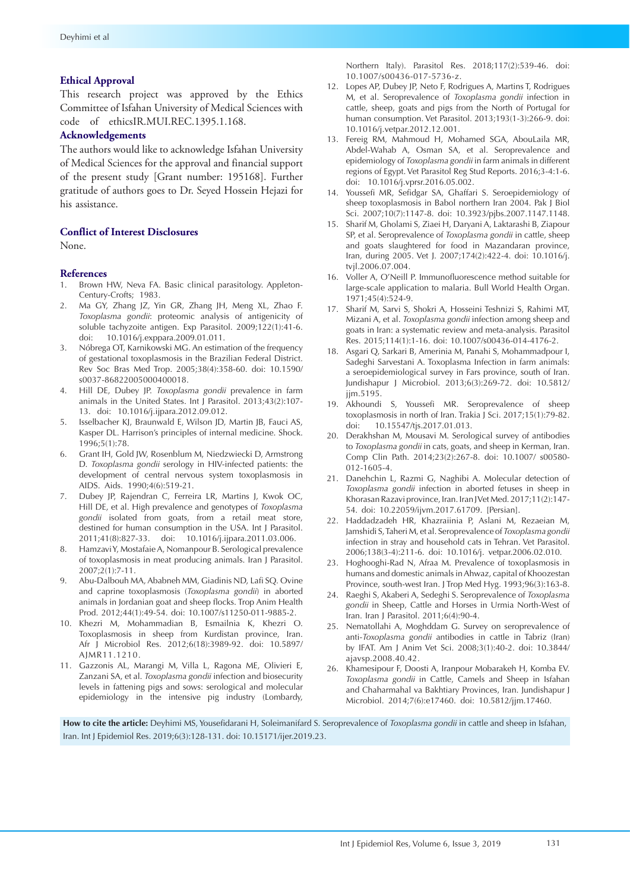## Ethical Approval

This research project was approved by the Ethics Committee of Isfahan University of Medical Sciences with code of ethicsIR.MUI.REC.1395.1.168.

## Acknowledgements

The authors would like to acknowledge Isfahan University of Medical Sciences for the approval and financial support of the present study [Grant number: 195168]. Further gratitude of authors goes to Dr. Seyed Hossein Hejazi for his assistance.

## Conflict of Interest Disclosures

None.

## References

1. Brown HW, Neva FA. Basic clinical parasitology. Appleton-Century-Crofts; 1983.
2. Ma GY, Zhang JZ, Yin GR, Zhang JH, Meng XL, Zhao F. *Toxoplasma gondii*: proteomic analysis of antigenicity of soluble tachyzoite antigen. Exp Parasitol. 2009;122(1):41-6. doi: 10.1016/j.exppara.2009.01.011.
3. Nóbrega OT, Karnikowski MG. An estimation of the frequency of gestational toxoplasmosis in the Brazilian Federal District. Rev Soc Bras Med Trop. 2005;38(4):358-60. doi: 10.1590/s0037-86822005000400018.
4. Hill DE, Dubey JP. *Toxoplasma gondii* prevalence in farm animals in the United States. Int J Parasitol. 2013;43(2):107-13. doi: 10.1016/j.ijpara.2012.09.012.
5. Isselbacher KJ, Braunwald E, Wilson JD, Martin JB, Fauci AS, Kasper DL. Harrison's principles of internal medicine. Shock. 1996;5(1):78.
6. Grant IH, Gold JW, Rosenblum M, Niedzwiecki D, Armstrong D. *Toxoplasma gondii* serology in HIV-infected patients: the development of central nervous system toxoplasmosis in AIDS. Aids. 1990;4(6):519-21.
7. Dubey JP, Rajendran C, Ferreira LR, Martins J, Kwok OC, Hill DE, et al. High prevalence and genotypes of *Toxoplasma gondii* isolated from goats, from a retail meat store, destined for human consumption in the USA. Int J Parasitol. 2011;41(8):827-33. doi: 10.1016/j.ijpara.2011.03.006.
8. Hamzavi Y, Mostafaie A, Nomanpour B. Serological prevalence of toxoplasmosis in meat producing animals. Iran J Parasitol. 2007;2(1):7-11.
9. Abu-Dalbouh MA, Ababneh MM, Giadinis ND, Lafi SQ. Ovine and caprine toxoplasmosis (*Toxoplasma gondii*) in aborted animals in Jordanian goat and sheep flocks. Trop Anim Health Prod. 2012;44(1):49-54. doi: 10.1007/s11250-011-9885-2.
10. Khezri M, Mohammadian B, Esmailnia K, Khezri O. Toxoplasmosis in sheep from Kurdistan province, Iran. Afr J Microbiol Res. 2012;6(18):3989-92. doi: 10.5897/AJMR11.1210.
11. Gazzonis AL, Marangi M, Villa L, Ragona ME, Olivieri E, Zanzani SA, et al. *Toxoplasma gondii* infection and biosecurity levels in fattening pigs and sows: serological and molecular epidemiology in the intensive pig industry (Lombardy, Northern Italy). Parasitol Res. 2018;117(2):539-46. doi: 10.1007/s00436-017-5736-z.
12. Lopes AP, Dubey JP, Neto F, Rodrigues A, Martins T, Rodrigues M, et al. Seroprevalence of *Toxoplasma gondii* infection in cattle, sheep, goats and pigs from the North of Portugal for human consumption. Vet Parasitol. 2013;193(1-3):266-9. doi: 10.1016/j.vetpar.2012.12.001.
13. Fereig RM, Mahmoud H, Mohamed SGA, AbouLaila MR, Abdel-Wahab A, Osman SA, et al. Seroprevalence and epidemiology of *Toxoplasma gondii* in farm animals in different regions of Egypt. Vet Parasitol Reg Stud Reports. 2016;3-4:1-6. doi: 10.1016/j.vprsr.2016.05.002.
14. Youssefi MR, Sefidgar SA, Ghaffari S. Seroepidemiology of sheep toxoplasmosis in Babol northern Iran 2004. Pak J Biol Sci. 2007;10(7):1147-8. doi: 10.3923/pjbs.2007.1147.1148.
15. Sharif M, Gholami S, Ziaei H, Daryani A, Laktarashi B, Ziapour SP, et al. Seroprevalence of *Toxoplasma gondii* in cattle, sheep and goats slaughtered for food in Mazandaran province, Iran, during 2005. Vet J. 2007;174(2):422-4. doi: 10.1016/j.tvjl.2006.07.004.
16. Voller A, O'Neill P. Immunofluorescence method suitable for large-scale application to malaria. Bull World Health Organ. 1971;45(4):524-9.
17. Sharif M, Sarvi S, Shokri A, Hosseini Teshnizi S, Rahimi MT, Mizani A, et al. *Toxoplasma gondii* infection among sheep and goats in Iran: a systematic review and meta-analysis. Parasitol Res. 2015;114(1):1-16. doi: 10.1007/s00436-014-4176-2.
18. Asgari Q, Sarkari B, Amerinia M, Panahi S, Mohammadpour I, Sadeghi Sarvestani A. Toxoplasma Infection in farm animals: a seroepidemiological survey in Fars province, south of Iran. Jundishapur J Microbiol. 2013;6(3):269-72. doi: 10.5812/jjm.5195.
19. Akhoundi S, Youssefi MR. Seroprevalence of sheep toxoplasmosis in north of Iran. Trakia J Sci. 2017;15(1):79-82. doi: 10.15547/tjs.2017.01.013.
20. Derakhshan M, Mousavi M. Serological survey of antibodies to *Toxoplasma gondii* in cats, goats, and sheep in Kerman, Iran. Comp Clin Path. 2014;23(2):267-8. doi: 10.1007/ s00580-012-1605-4.
21. Danehchin L, Razmi G, Naghibi A. Molecular detection of *Toxoplasma gondii* infection in aborted fetuses in sheep in Khorasan Razavi province, Iran. Iran J Vet Med. 2017;11(2):147-54. doi: 10.22059/ijvm.2017.61709. [Persian].
22. Haddadzadeh HR, Khazraiinia P, Aslani M, Rezaeian M, Jamshidi S, Taheri M, et al. Seroprevalence of *Toxoplasma gondii* infection in stray and household cats in Tehran. Vet Parasitol. 2006;138(3-4):211-6. doi: 10.1016/j. vetpar.2006.02.010.
23. Hoghooghi-Rad N, Afraa M. Prevalence of toxoplasmosis in humans and domestic animals in Ahwaz, capital of Khoozestan Province, south-west Iran. J Trop Med Hyg. 1993;96(3):163-8.
24. Raeghi S, Akaberi A, Sedeghi S. Seroprevalence of *Toxoplasma gondii* in Sheep, Cattle and Horses in Urmia North-West of Iran. Iran J Parasitol. 2011;6(4):90-4.
25. Nematollahi A, Moghddam G. Survey on seroprevalence of anti-*Toxoplasma gondii* antibodies in cattle in Tabriz (Iran) by IFAT. Am J Anim Vet Sci. 2008;3(1):40-2. doi: 10.3844/ajavsp.2008.40.42.
26. Khamesipour F, Doosti A, Iranpour Mobarakeh H, Komba EV. *Toxoplasma gondii* in Cattle, Camels and Sheep in Isfahan and Chaharmahal va Bakhtiary Provinces, Iran. Jundishapur J Microbiol. 2014;7(6):e17460. doi: 10.5812/jjm.17460.

**How to cite the article:** Deyhimi MS, Yousefidarani H, Soleimanifard S. Seroprevalence of *Toxoplasma gondii* in cattle and sheep in Isfahan, Iran. Int J Epidemiol Res. 2019;6(3):128-131. doi: 10.15171/ijer.2019.23.